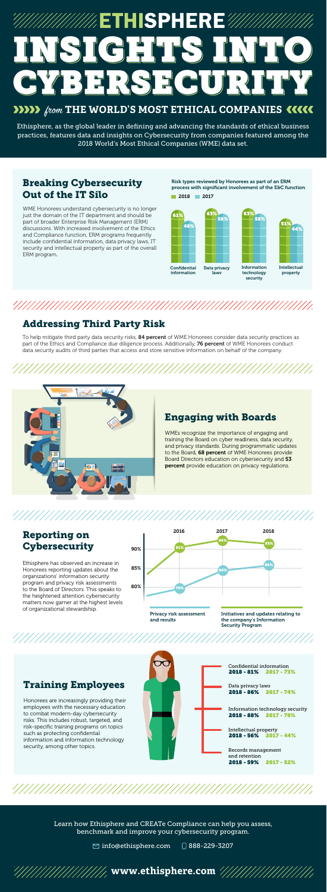# ETHISPHERE

# INSIGHTS INTO CYBERSECURITY

### *from* THE WORLD'S MOST ETHICAL COMPANIES

Ethisphere, as the global leader in defining and advancing the standards of ethical business practices, features data and insights on Cybersecurity from companies featured among the 2018 World's Most Ethical Companies (WME) data set.

## Breaking Cybersecurity Out of the IT Silo

WME Honorees understand cybersecurity is no longer just the domain of the IT department and should be part of broader Enterprise Risk Management (ERM) discussions. With increased involvement of the Ethics and Compliance function, ERM programs frequently include confidential information, data privacy laws, IT security and intellectual property as part of the overall ERM program.

Risk types reviewed by Honorees as part of an ERM process with significant involvement of the E&C function

| Risk type | 2018 | 2017 |
| --- | --- | --- |
| Confidential information | 61% | 48% |
| Data privacy laws | 63% | 58% |
| Information technology security | 63% | 58% |
| Intellectual property | 51% | 44% |

## Addressing Third Party Risk

To help mitigate third party data security risks, **84 percent** of WME Honorees consider data security practices as part of the Ethics and Compliance due diligence process. Additionally, **76 percent** of WME Honorees conduct data security audits of third parties that access and store sensitive information on behalf of the company.

## Engaging with Boards

WMEs recognize the importance of engaging and training the Board on cyber readiness, data security, and privacy standards. During programmatic updates to the Board, **68 percent** of WME Honorees provide Board Directors education on cybersecurity and **53 percent** provide education on privacy regulations.

## Reporting on Cybersecurity

Ethisphere has observed an increase in Honorees reporting updates about the organizations' information security program and privacy risk assessments to the Board of Directors. This speaks to the heightened attention cybersecurity matters now garner at the highest levels of organizational stewardship.

| | 2016 | 2017 | 2018 |
| --- | --- | --- | --- |
| Privacy risk assessment and results | 91% | 94% | 93% |
| Initiatives and updates relating to the company's Information Security Program | 79% | 84% | 86% |

## Training Employees

Honorees are increasingly providing their employees with the necessary education to combat modern-day cybersecurity risks. This includes robust, targeted, and risk-specific training programs on topics such as protecting confidential information and information technology security, among other topics.

- Confidential information: **2018 - 81%** 2017 - 73%
- Data privacy laws: **2018 - 86%** 2017 - 74%
- Information technology security: **2018 - 88%** 2017 - 78%
- Intellectual property: **2018 - 56%** 2017 - 44%
- Records management and retention: **2018 - 59%** 2017 - 52%

Learn how Ethisphere and CREATe Compliance can help you assess, benchmark and improve your cybersecurity program.

info@ethisphere.com 888-229-3207

**www.ethisphere.com**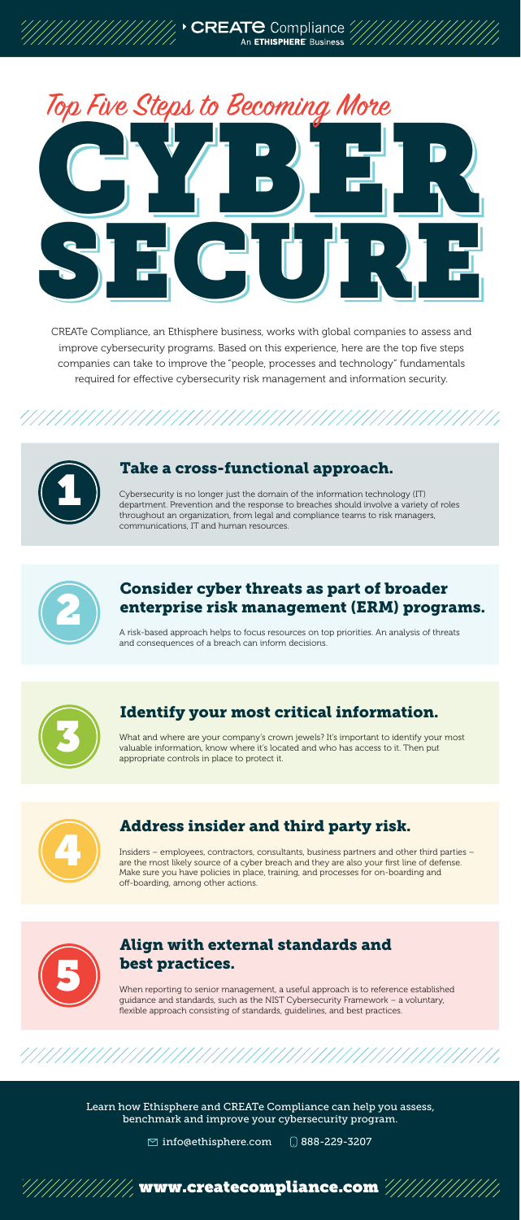CREATe Compliance
An ETHISPHERE Business

# Top Five Steps to Becoming More CYBER SECURE

CREATe Compliance, an Ethisphere business, works with global companies to assess and improve cybersecurity programs. Based on this experience, here are the top five steps companies can take to improve the "people, processes and technology" fundamentals required for effective cybersecurity risk management and information security.

## 1 Take a cross-functional approach.

Cybersecurity is no longer just the domain of the information technology (IT) department. Prevention and the response to breaches should involve a variety of roles throughout an organization, from legal and compliance teams to risk managers, communications, IT and human resources.

## 2 Consider cyber threats as part of broader enterprise risk management (ERM) programs.

A risk-based approach helps to focus resources on top priorities. An analysis of threats and consequences of a breach can inform decisions.

## 3 Identify your most critical information.

What and where are your company's crown jewels? It's important to identify your most valuable information, know where it's located and who has access to it. Then put appropriate controls in place to protect it.

## 4 Address insider and third party risk.

Insiders – employees, contractors, consultants, business partners and other third parties – are the most likely source of a cyber breach and they are also your first line of defense. Make sure you have policies in place, training, and processes for on-boarding and off-boarding, among other actions.

## 5 Align with external standards and best practices.

When reporting to senior management, a useful approach is to reference established guidance and standards, such as the NIST Cybersecurity Framework – a voluntary, flexible approach consisting of standards, guidelines, and best practices.

Learn how Ethisphere and CREATe Compliance can help you assess, benchmark and improve your cybersecurity program.

info@ethisphere.com 888-229-3207

**www.createcompliance.com**